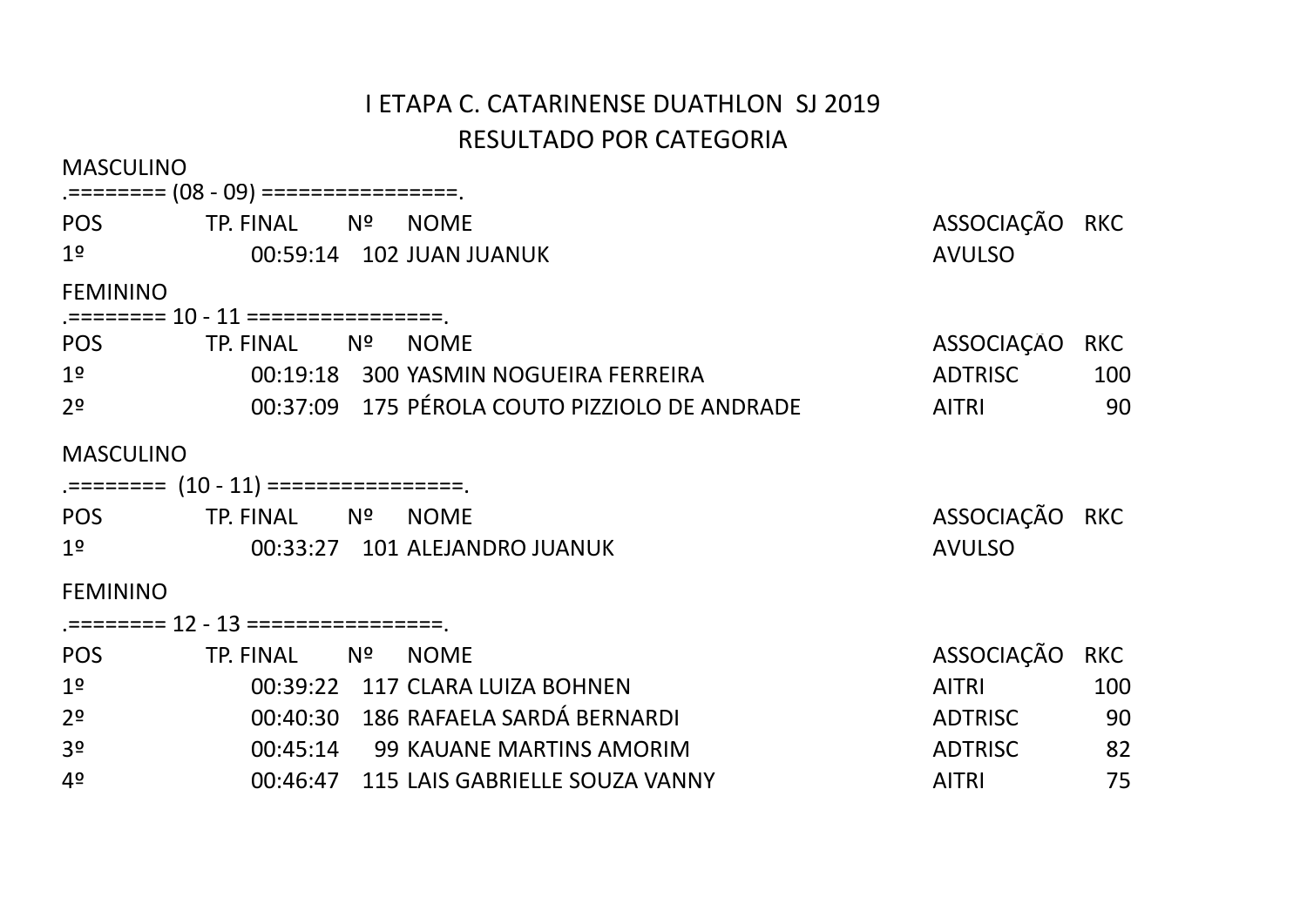# I ETAPA C. CATARINENSE DUATHLON SJ 2019

## RESULTADO POR CATEGORIA

MASCULINO

.======== (08 - 09) ================.

| POS | TP. FINAL | Nº | NOME | ASSOCIAÇÃO | RKC |
|---|---|---|---|---|---|
| 1º | 00:59:14 | 102 | JUAN JUANUK | AVULSO | |

FEMININO

.======== 10 - 11 ================.

| POS | TP. FINAL | Nº | NOME | ASSOCIAÇÃO | RKC |
|---|---|---|---|---|---|
| 1º | 00:19:18 | 300 | YASMIN NOGUEIRA FERREIRA | ADTRISC | 100 |
| 2º | 00:37:09 | 175 | PÉROLA COUTO PIZZIOLO DE ANDRADE | AITRI | 90 |

MASCULINO

.======== (10 - 11) ================.

| POS | TP. FINAL | Nº | NOME | ASSOCIAÇÃO | RKC |
|---|---|---|---|---|---|
| 1º | 00:33:27 | 101 | ALEJANDRO JUANUK | AVULSO | |

FEMININO

.======== 12 - 13 ================.

| POS | TP. FINAL | Nº | NOME | ASSOCIAÇÃO | RKC |
|---|---|---|---|---|---|
| 1º | 00:39:22 | 117 | CLARA LUIZA BOHNEN | AITRI | 100 |
| 2º | 00:40:30 | 186 | RAFAELA SARDÁ BERNARDI | ADTRISC | 90 |
| 3º | 00:45:14 | 99 | KAUANE MARTINS AMORIM | ADTRISC | 82 |
| 4º | 00:46:47 | 115 | LAIS GABRIELLE SOUZA VANNY | AITRI | 75 |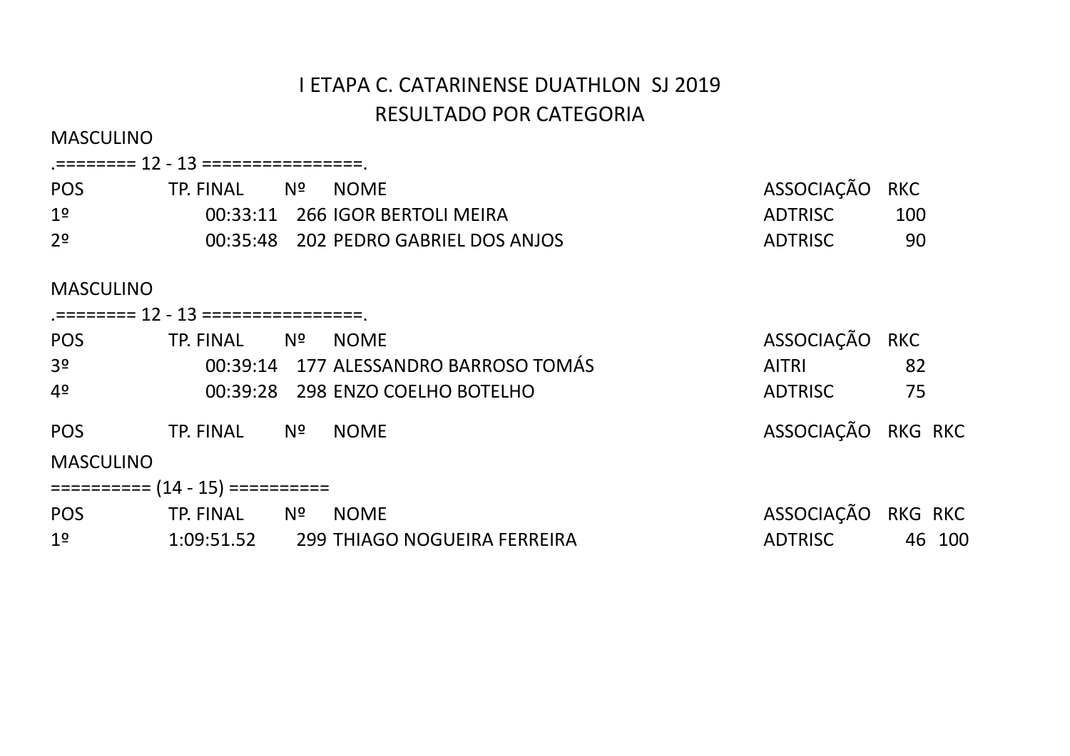# I ETAPA C. CATARINENSE DUATHLON SJ 2019

## RESULTADO POR CATEGORIA

MASCULINO

.======== 12 - 13 ================.

| POS | TP. FINAL | Nº | NOME | ASSOCIAÇÃO | RKC |
|---|---|---|---|---|---|
| 1º | 00:33:11 | 266 | IGOR BERTOLI MEIRA | ADTRISC | 100 |
| 2º | 00:35:48 | 202 | PEDRO GABRIEL DOS ANJOS | ADTRISC | 90 |

MASCULINO

.======== 12 - 13 ================.

| POS | TP. FINAL | Nº | NOME | ASSOCIAÇÃO | RKC |
|---|---|---|---|---|---|
| 3º | 00:39:14 | 177 | ALESSANDRO BARROSO TOMÁS | AITRI | 82 |
| 4º | 00:39:28 | 298 | ENZO COELHO BOTELHO | ADTRISC | 75 |

| POS | TP. FINAL | Nº | NOME | ASSOCIAÇÃO | RKG | RKC |
|---|---|---|---|---|---|---|

MASCULINO

========== (14 - 15) ==========

| POS | TP. FINAL | Nº | NOME | ASSOCIAÇÃO | RKG | RKC |
|---|---|---|---|---|---|---|
| 1º | 1:09:51.52 | 299 | THIAGO NOGUEIRA FERREIRA | ADTRISC | 46 | 100 |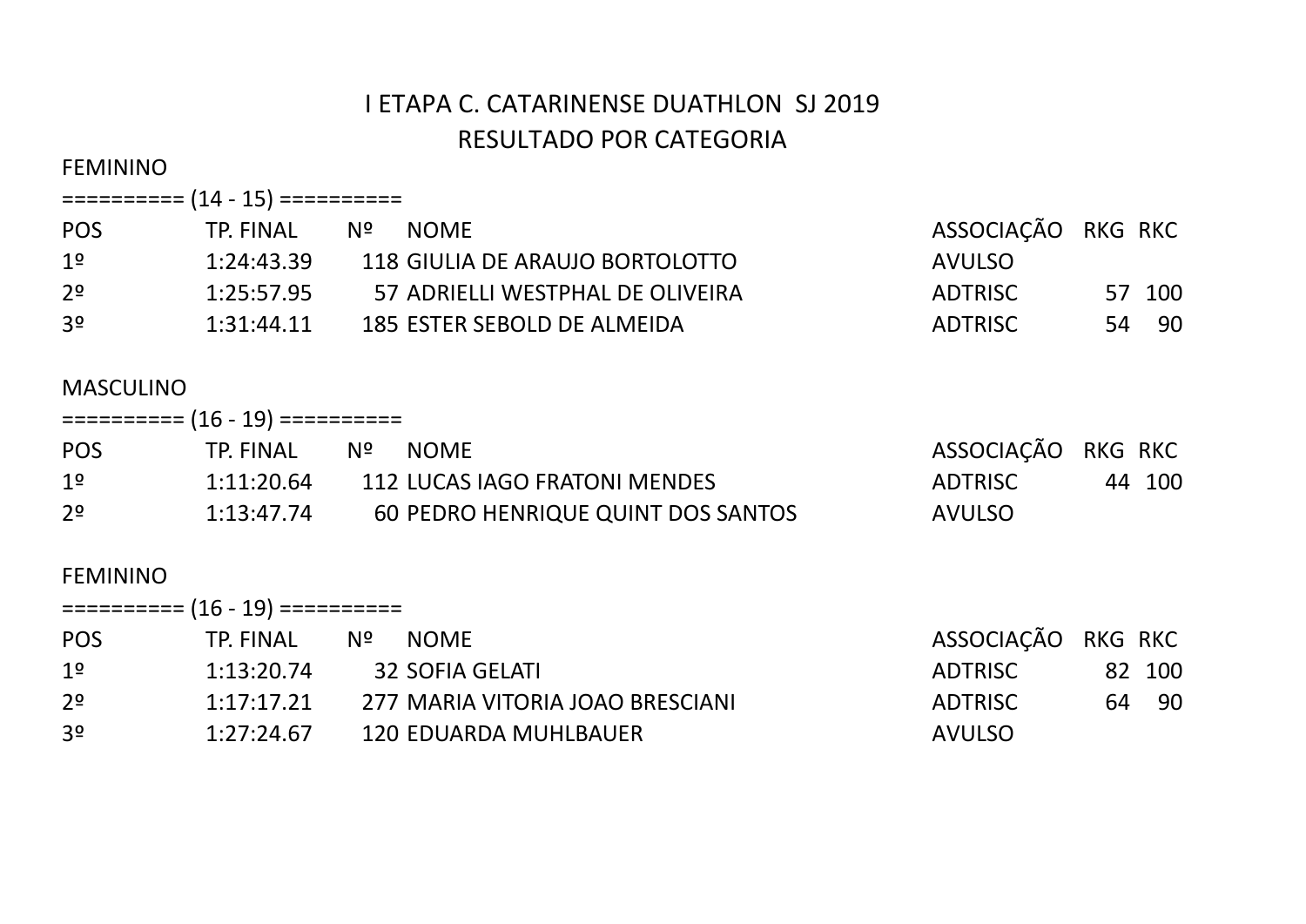# I ETAPA C. CATARINENSE DUATHLON SJ 2019

## RESULTADO POR CATEGORIA

FEMININO

========== (14 - 15) ==========

| POS | TP. FINAL | Nº | NOME | ASSOCIAÇÃO | RKG | RKC |
|---|---|---|---|---|---|---|
| 1º | 1:24:43.39 | 118 | GIULIA DE ARAUJO BORTOLOTTO | AVULSO | | |
| 2º | 1:25:57.95 | 57 | ADRIELLI WESTPHAL DE OLIVEIRA | ADTRISC | 57 | 100 |
| 3º | 1:31:44.11 | 185 | ESTER SEBOLD DE ALMEIDA | ADTRISC | 54 | 90 |

MASCULINO

========== (16 - 19) ==========

| POS | TP. FINAL | Nº | NOME | ASSOCIAÇÃO | RKG | RKC |
|---|---|---|---|---|---|---|
| 1º | 1:11:20.64 | 112 | LUCAS IAGO FRATONI MENDES | ADTRISC | 44 | 100 |
| 2º | 1:13:47.74 | 60 | PEDRO HENRIQUE QUINT DOS SANTOS | AVULSO | | |

FEMININO

========== (16 - 19) ==========

| POS | TP. FINAL | Nº | NOME | ASSOCIAÇÃO | RKG | RKC |
|---|---|---|---|---|---|---|
| 1º | 1:13:20.74 | 32 | SOFIA GELATI | ADTRISC | 82 | 100 |
| 2º | 1:17:17.21 | 277 | MARIA VITORIA JOAO BRESCIANI | ADTRISC | 64 | 90 |
| 3º | 1:27:24.67 | 120 | EDUARDA MUHLBAUER | AVULSO | | |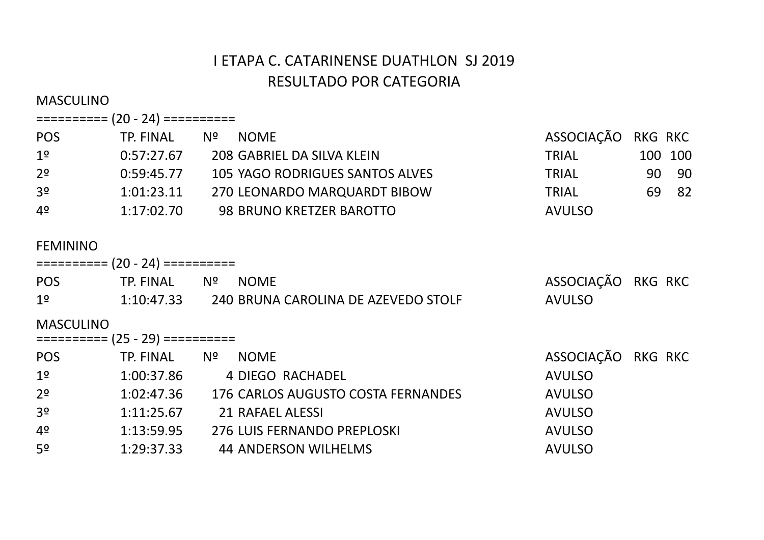# I ETAPA C. CATARINENSE DUATHLON SJ 2019

## RESULTADO POR CATEGORIA

MASCULINO

========== (20 - 24) ==========

| POS | TP. FINAL | Nº | NOME | ASSOCIAÇÃO | RKG | RKC |
|---|---|---|---|---|---|---|
| 1º | 0:57:27.67 | 208 | GABRIEL DA SILVA KLEIN | TRIAL | 100 | 100 |
| 2º | 0:59:45.77 | 105 | YAGO RODRIGUES SANTOS ALVES | TRIAL | 90 | 90 |
| 3º | 1:01:23.11 | 270 | LEONARDO MARQUARDT BIBOW | TRIAL | 69 | 82 |
| 4º | 1:17:02.70 | 98 | BRUNO KRETZER BAROTTO | AVULSO | | |

FEMININO

========== (20 - 24) ==========

| POS | TP. FINAL | Nº | NOME | ASSOCIAÇÃO | RKG | RKC |
|---|---|---|---|---|---|---|
| 1º | 1:10:47.33 | 240 | BRUNA CAROLINA DE AZEVEDO STOLF | AVULSO | | |

MASCULINO

========== (25 - 29) ==========

| POS | TP. FINAL | Nº | NOME | ASSOCIAÇÃO | RKG | RKC |
|---|---|---|---|---|---|---|
| 1º | 1:00:37.86 | 4 | DIEGO RACHADEL | AVULSO | | |
| 2º | 1:02:47.36 | 176 | CARLOS AUGUSTO COSTA FERNANDES | AVULSO | | |
| 3º | 1:11:25.67 | 21 | RAFAEL ALESSI | AVULSO | | |
| 4º | 1:13:59.95 | 276 | LUIS FERNANDO PREPLOSKI | AVULSO | | |
| 5º | 1:29:37.33 | 44 | ANDERSON WILHELMS | AVULSO | | |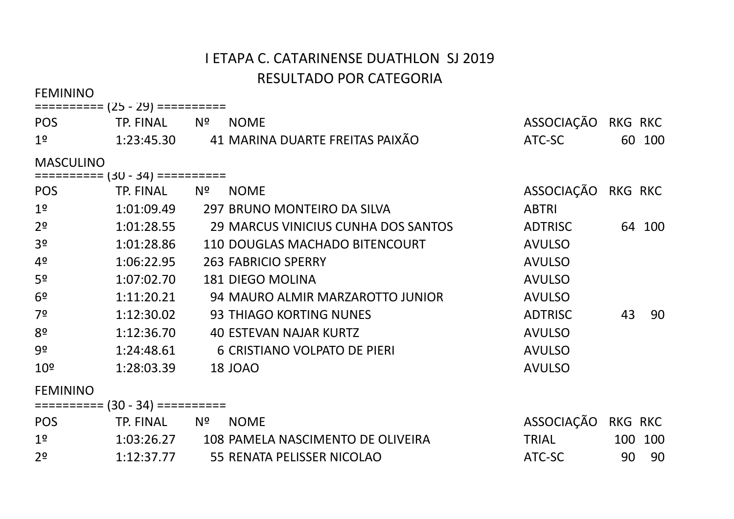# I ETAPA C. CATARINENSE DUATHLON SJ 2019

## RESULTADO POR CATEGORIA

FEMININO

========== (25 - 29) ==========

| POS | TP. FINAL | Nº | NOME | ASSOCIAÇÃO | RKG | RKC |
|---|---|---|---|---|---|---|
| 1º | 1:23:45.30 | 41 | MARINA DUARTE FREITAS PAIXÃO | ATC-SC | 60 | 100 |

MASCULINO

========== (30 - 34) ==========

| POS | TP. FINAL | Nº | NOME | ASSOCIAÇÃO | RKG | RKC |
|---|---|---|---|---|---|---|
| 1º | 1:01:09.49 | 297 | BRUNO MONTEIRO DA SILVA | ABTRI | | |
| 2º | 1:01:28.55 | 29 | MARCUS VINICIUS CUNHA DOS SANTOS | ADTRISC | 64 | 100 |
| 3º | 1:01:28.86 | 110 | DOUGLAS MACHADO BITENCOURT | AVULSO | | |
| 4º | 1:06:22.95 | 263 | FABRICIO SPERRY | AVULSO | | |
| 5º | 1:07:02.70 | 181 | DIEGO MOLINA | AVULSO | | |
| 6º | 1:11:20.21 | 94 | MAURO ALMIR MARZAROTTO JUNIOR | AVULSO | | |
| 7º | 1:12:30.02 | 93 | THIAGO KORTING NUNES | ADTRISC | 43 | 90 |
| 8º | 1:12:36.70 | 40 | ESTEVAN NAJAR KURTZ | AVULSO | | |
| 9º | 1:24:48.61 | 6 | CRISTIANO VOLPATO DE PIERI | AVULSO | | |
| 10º | 1:28:03.39 | 18 | JOAO | AVULSO | | |

FEMININO

========== (30 - 34) ==========

| POS | TP. FINAL | Nº | NOME | ASSOCIAÇÃO | RKG | RKC |
|---|---|---|---|---|---|---|
| 1º | 1:03:26.27 | 108 | PAMELA NASCIMENTO DE OLIVEIRA | TRIAL | 100 | 100 |
| 2º | 1:12:37.77 | 55 | RENATA PELISSER NICOLAO | ATC-SC | 90 | 90 |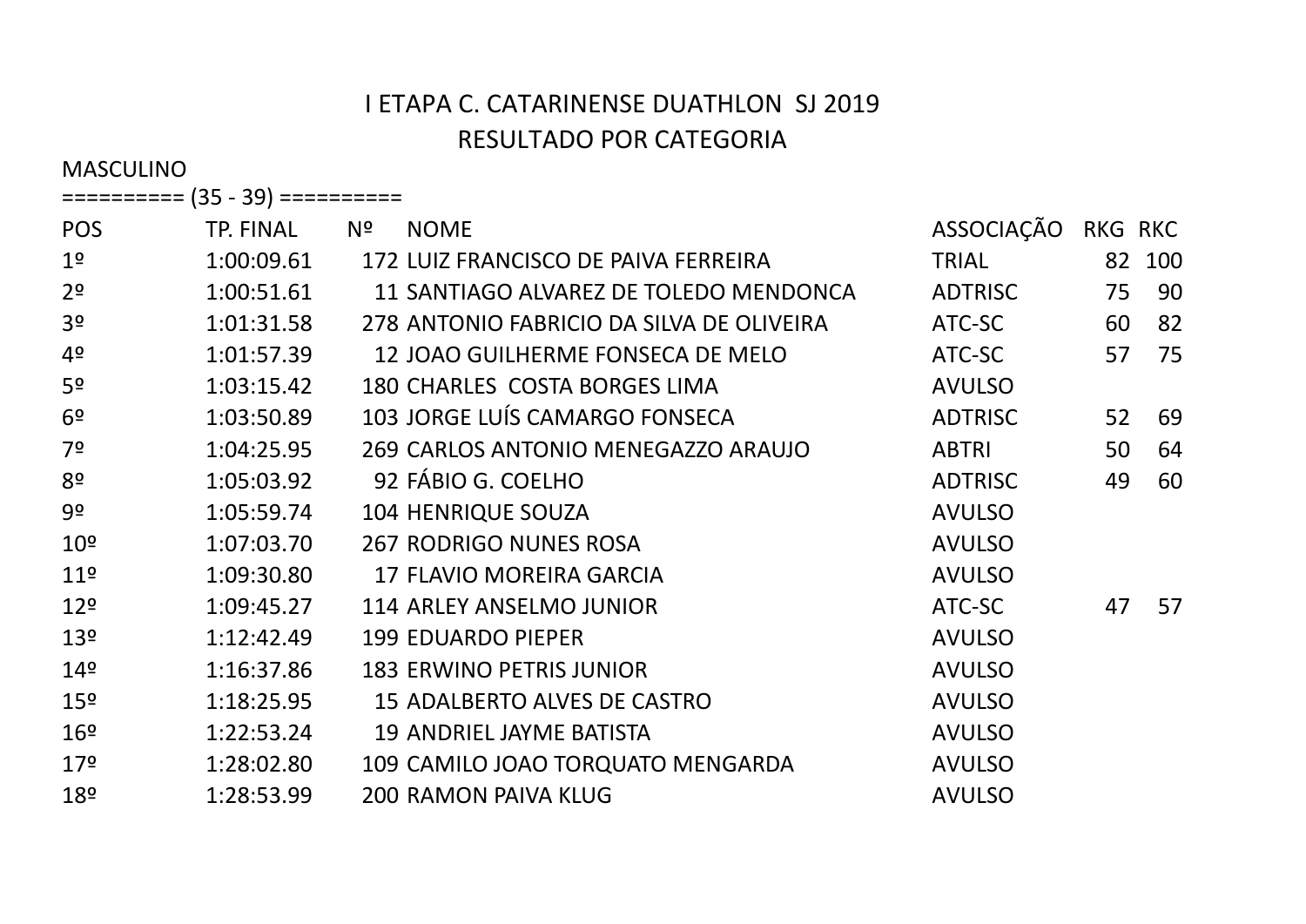# I ETAPA C. CATARINENSE DUATHLON SJ 2019

## RESULTADO POR CATEGORIA

MASCULINO

========== (35 - 39) ==========

| POS | TP. FINAL | Nº | NOME | ASSOCIAÇÃO | RKG | RKC |
|---|---|---|---|---|---|---|
| 1º | 1:00:09.61 | 172 | LUIZ FRANCISCO DE PAIVA FERREIRA | TRIAL | 82 | 100 |
| 2º | 1:00:51.61 | 11 | SANTIAGO ALVAREZ DE TOLEDO MENDONCA | ADTRISC | 75 | 90 |
| 3º | 1:01:31.58 | 278 | ANTONIO FABRICIO DA SILVA DE OLIVEIRA | ATC-SC | 60 | 82 |
| 4º | 1:01:57.39 | 12 | JOAO GUILHERME FONSECA DE MELO | ATC-SC | 57 | 75 |
| 5º | 1:03:15.42 | 180 | CHARLES COSTA BORGES LIMA | AVULSO | | |
| 6º | 1:03:50.89 | 103 | JORGE LUÍS CAMARGO FONSECA | ADTRISC | 52 | 69 |
| 7º | 1:04:25.95 | 269 | CARLOS ANTONIO MENEGAZZO ARAUJO | ABTRI | 50 | 64 |
| 8º | 1:05:03.92 | 92 | FÁBIO G. COELHO | ADTRISC | 49 | 60 |
| 9º | 1:05:59.74 | 104 | HENRIQUE SOUZA | AVULSO | | |
| 10º | 1:07:03.70 | 267 | RODRIGO NUNES ROSA | AVULSO | | |
| 11º | 1:09:30.80 | 17 | FLAVIO MOREIRA GARCIA | AVULSO | | |
| 12º | 1:09:45.27 | 114 | ARLEY ANSELMO JUNIOR | ATC-SC | 47 | 57 |
| 13º | 1:12:42.49 | 199 | EDUARDO PIEPER | AVULSO | | |
| 14º | 1:16:37.86 | 183 | ERWINO PETRIS JUNIOR | AVULSO | | |
| 15º | 1:18:25.95 | 15 | ADALBERTO ALVES DE CASTRO | AVULSO | | |
| 16º | 1:22:53.24 | 19 | ANDRIEL JAYME BATISTA | AVULSO | | |
| 17º | 1:28:02.80 | 109 | CAMILO JOAO TORQUATO MENGARDA | AVULSO | | |
| 18º | 1:28:53.99 | 200 | RAMON PAIVA KLUG | AVULSO | | |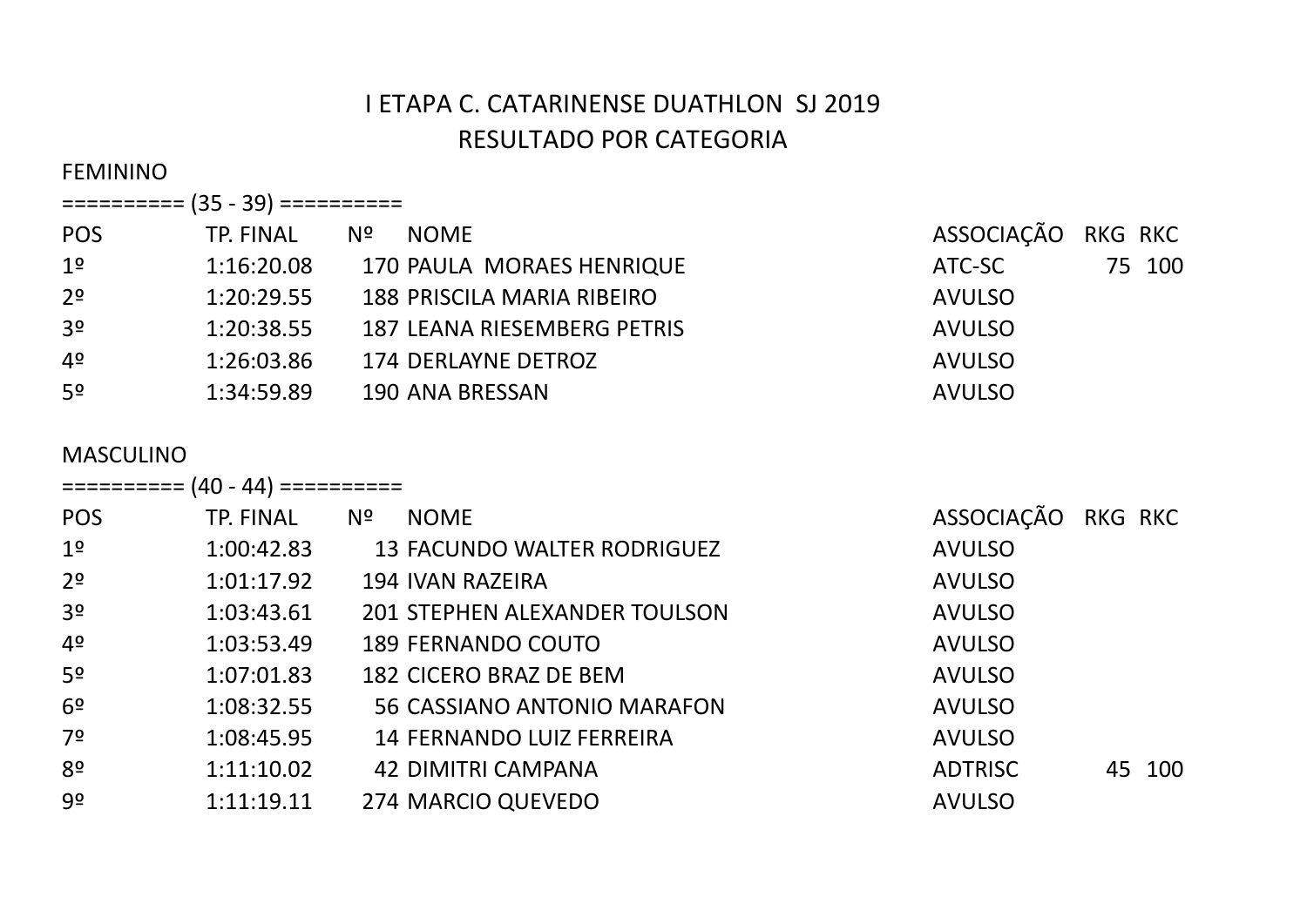# I ETAPA C. CATARINENSE DUATHLON SJ 2019

## RESULTADO POR CATEGORIA

### FEMININO

========== (35 - 39) ==========

| POS | TP. FINAL | Nº | NOME | ASSOCIAÇÃO | RKG | RKC |
|---|---|---|---|---|---|---|
| 1º | 1:16:20.08 | 170 | PAULA MORAES HENRIQUE | ATC-SC | 75 | 100 |
| 2º | 1:20:29.55 | 188 | PRISCILA MARIA RIBEIRO | AVULSO | | |
| 3º | 1:20:38.55 | 187 | LEANA RIESEMBERG PETRIS | AVULSO | | |
| 4º | 1:26:03.86 | 174 | DERLAYNE DETROZ | AVULSO | | |
| 5º | 1:34:59.89 | 190 | ANA BRESSAN | AVULSO | | |

### MASCULINO

========== (40 - 44) ==========

| POS | TP. FINAL | Nº | NOME | ASSOCIAÇÃO | RKG | RKC |
|---|---|---|---|---|---|---|
| 1º | 1:00:42.83 | 13 | FACUNDO WALTER RODRIGUEZ | AVULSO | | |
| 2º | 1:01:17.92 | 194 | IVAN RAZEIRA | AVULSO | | |
| 3º | 1:03:43.61 | 201 | STEPHEN ALEXANDER TOULSON | AVULSO | | |
| 4º | 1:03:53.49 | 189 | FERNANDO COUTO | AVULSO | | |
| 5º | 1:07:01.83 | 182 | CICERO BRAZ DE BEM | AVULSO | | |
| 6º | 1:08:32.55 | 56 | CASSIANO ANTONIO MARAFON | AVULSO | | |
| 7º | 1:08:45.95 | 14 | FERNANDO LUIZ FERREIRA | AVULSO | | |
| 8º | 1:11:10.02 | 42 | DIMITRI CAMPANA | ADTRISC | 45 | 100 |
| 9º | 1:11:19.11 | 274 | MARCIO QUEVEDO | AVULSO | | |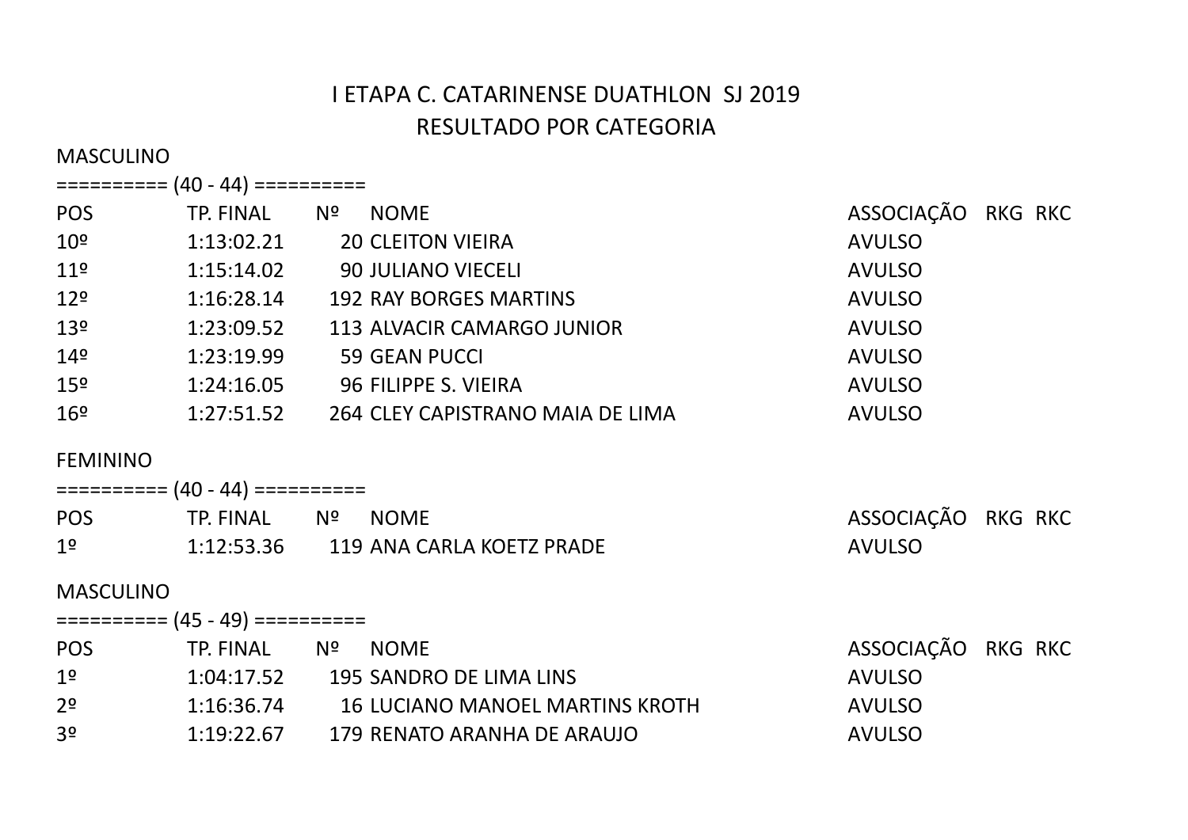# I ETAPA C. CATARINENSE DUATHLON SJ 2019

## RESULTADO POR CATEGORIA

MASCULINO

========== (40 - 44) ==========

| POS | TP. FINAL | Nº | NOME | ASSOCIAÇÃO | RKG | RKC |
|---|---|---|---|---|---|---|
| 10º | 1:13:02.21 | 20 | CLEITON VIEIRA | AVULSO | | |
| 11º | 1:15:14.02 | 90 | JULIANO VIECELI | AVULSO | | |
| 12º | 1:16:28.14 | 192 | RAY BORGES MARTINS | AVULSO | | |
| 13º | 1:23:09.52 | 113 | ALVACIR CAMARGO JUNIOR | AVULSO | | |
| 14º | 1:23:19.99 | 59 | GEAN PUCCI | AVULSO | | |
| 15º | 1:24:16.05 | 96 | FILIPPE S. VIEIRA | AVULSO | | |
| 16º | 1:27:51.52 | 264 | CLEY CAPISTRANO MAIA DE LIMA | AVULSO | | |

FEMININO

========== (40 - 44) ==========

| POS | TP. FINAL | Nº | NOME | ASSOCIAÇÃO | RKG | RKC |
|---|---|---|---|---|---|---|
| 1º | 1:12:53.36 | 119 | ANA CARLA KOETZ PRADE | AVULSO | | |

MASCULINO

========== (45 - 49) ==========

| POS | TP. FINAL | Nº | NOME | ASSOCIAÇÃO | RKG | RKC |
|---|---|---|---|---|---|---|
| 1º | 1:04:17.52 | 195 | SANDRO DE LIMA LINS | AVULSO | | |
| 2º | 1:16:36.74 | 16 | LUCIANO MANOEL MARTINS KROTH | AVULSO | | |
| 3º | 1:19:22.67 | 179 | RENATO ARANHA DE ARAUJO | AVULSO | | |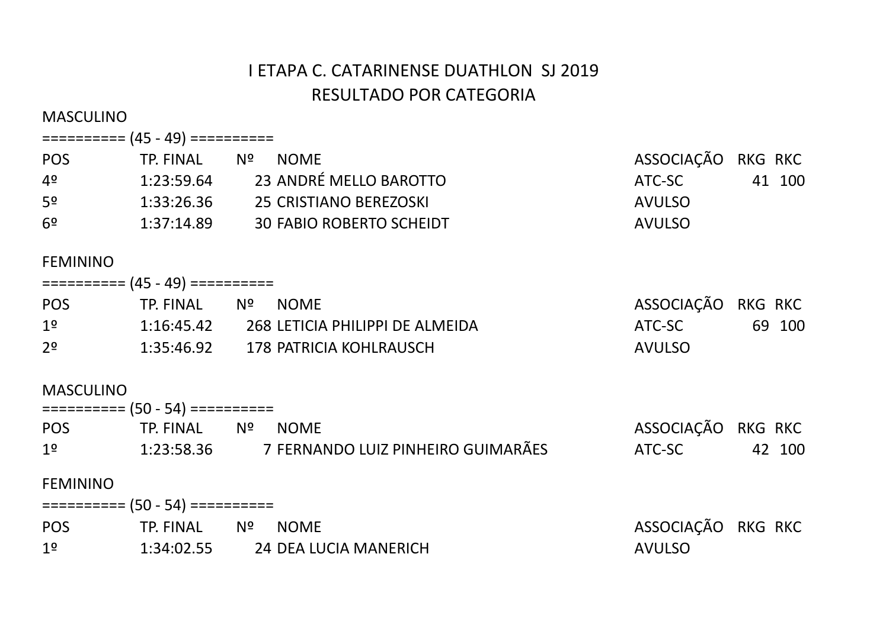# I ETAPA C. CATARINENSE DUATHLON SJ 2019

## RESULTADO POR CATEGORIA

MASCULINO

========== (45 - 49) ==========

| POS | TP. FINAL | Nº | NOME | ASSOCIAÇÃO | RKG | RKC |
|---|---|---|---|---|---|---|
| 4º | 1:23:59.64 | 23 | ANDRÉ MELLO BAROTTO | ATC-SC | 41 | 100 |
| 5º | 1:33:26.36 | 25 | CRISTIANO BEREZOSKI | AVULSO | | |
| 6º | 1:37:14.89 | 30 | FABIO ROBERTO SCHEIDT | AVULSO | | |

FEMININO

========== (45 - 49) ==========

| POS | TP. FINAL | Nº | NOME | ASSOCIAÇÃO | RKG | RKC |
|---|---|---|---|---|---|---|
| 1º | 1:16:45.42 | 268 | LETICIA PHILIPPI DE ALMEIDA | ATC-SC | 69 | 100 |
| 2º | 1:35:46.92 | 178 | PATRICIA KOHLRAUSCH | AVULSO | | |

MASCULINO

========== (50 - 54) ==========

| POS | TP. FINAL | Nº | NOME | ASSOCIAÇÃO | RKG | RKC |
|---|---|---|---|---|---|---|
| 1º | 1:23:58.36 | 7 | FERNANDO LUIZ PINHEIRO GUIMARÃES | ATC-SC | 42 | 100 |

FEMININO

========== (50 - 54) ==========

| POS | TP. FINAL | Nº | NOME | ASSOCIAÇÃO | RKG | RKC |
|---|---|---|---|---|---|---|
| 1º | 1:34:02.55 | 24 | DEA LUCIA MANERICH | AVULSO | | |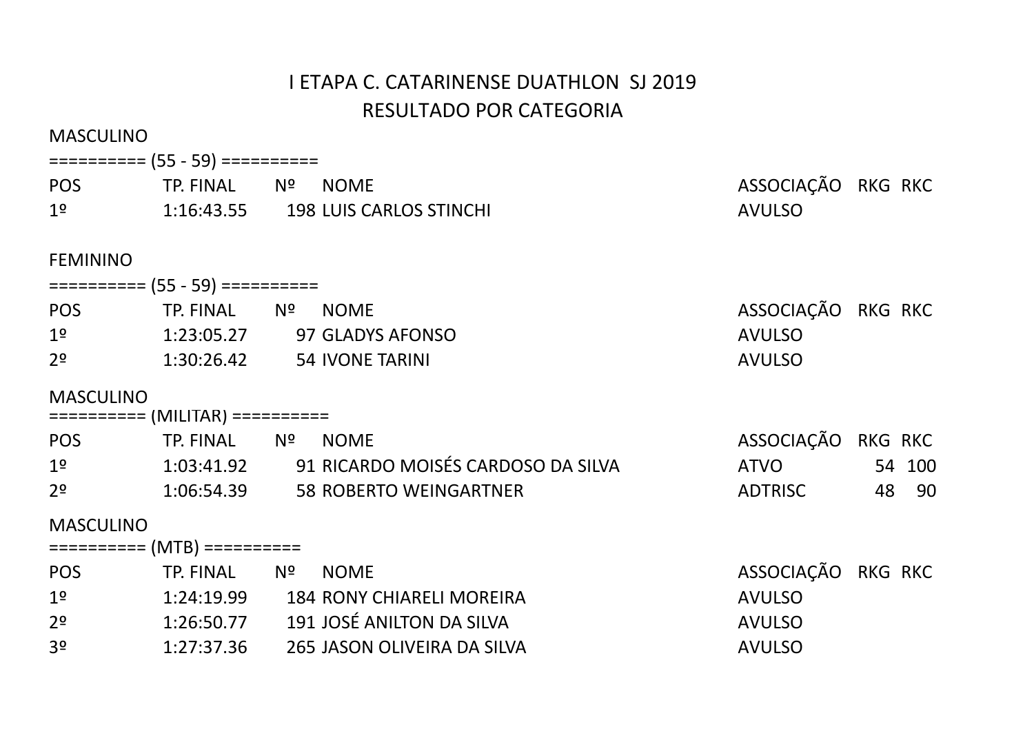# I ETAPA C. CATARINENSE DUATHLON SJ 2019

## RESULTADO POR CATEGORIA

MASCULINO

========== (55 - 59) ==========

| POS | TP. FINAL | Nº | NOME | ASSOCIAÇÃO | RKG | RKC |
|---|---|---|---|---|---|---|
| 1º | 1:16:43.55 | 198 | LUIS CARLOS STINCHI | AVULSO | | |

FEMININO

========== (55 - 59) ==========

| POS | TP. FINAL | Nº | NOME | ASSOCIAÇÃO | RKG | RKC |
|---|---|---|---|---|---|---|
| 1º | 1:23:05.27 | 97 | GLADYS AFONSO | AVULSO | | |
| 2º | 1:30:26.42 | 54 | IVONE TARINI | AVULSO | | |

MASCULINO

========== (MILITAR) ==========

| POS | TP. FINAL | Nº | NOME | ASSOCIAÇÃO | RKG | RKC |
|---|---|---|---|---|---|---|
| 1º | 1:03:41.92 | 91 | RICARDO MOISÉS CARDOSO DA SILVA | ATVO | 54 | 100 |
| 2º | 1:06:54.39 | 58 | ROBERTO WEINGARTNER | ADTRISC | 48 | 90 |

MASCULINO

========== (MTB) ==========

| POS | TP. FINAL | Nº | NOME | ASSOCIAÇÃO | RKG | RKC |
|---|---|---|---|---|---|---|
| 1º | 1:24:19.99 | 184 | RONY CHIARELI MOREIRA | AVULSO | | |
| 2º | 1:26:50.77 | 191 | JOSÉ ANILTON DA SILVA | AVULSO | | |
| 3º | 1:27:37.36 | 265 | JASON OLIVEIRA DA SILVA | AVULSO | | |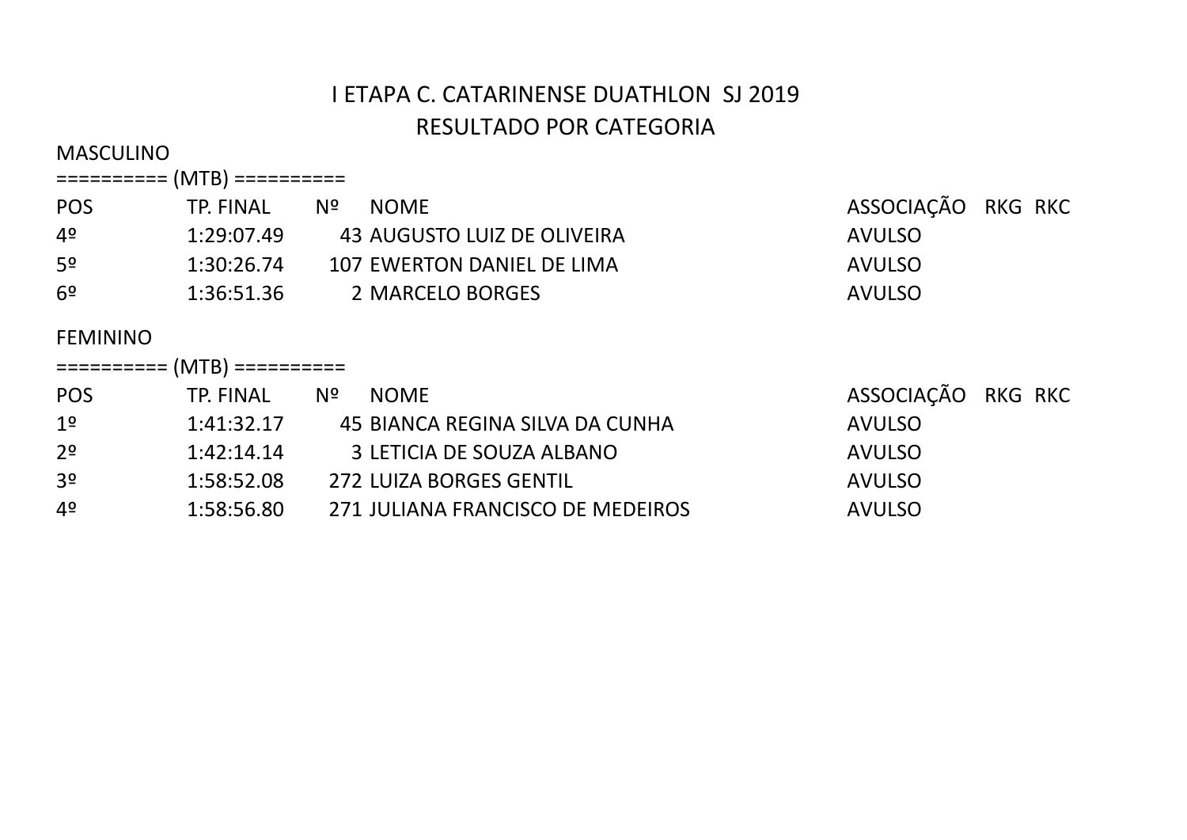# I ETAPA C. CATARINENSE DUATHLON SJ 2019

## RESULTADO POR CATEGORIA

MASCULINO

========== (MTB) ==========

| POS | TP. FINAL | Nº | NOME | ASSOCIAÇÃO | RKG | RKC |
|---|---|---|---|---|---|---|
| 4º | 1:29:07.49 | 43 | AUGUSTO LUIZ DE OLIVEIRA | AVULSO | | |
| 5º | 1:30:26.74 | 107 | EWERTON DANIEL DE LIMA | AVULSO | | |
| 6º | 1:36:51.36 | 2 | MARCELO BORGES | AVULSO | | |

FEMININO

========== (MTB) ==========

| POS | TP. FINAL | Nº | NOME | ASSOCIAÇÃO | RKG | RKC |
|---|---|---|---|---|---|---|
| 1º | 1:41:32.17 | 45 | BIANCA REGINA SILVA DA CUNHA | AVULSO | | |
| 2º | 1:42:14.14 | 3 | LETICIA DE SOUZA ALBANO | AVULSO | | |
| 3º | 1:58:52.08 | 272 | LUIZA BORGES GENTIL | AVULSO | | |
| 4º | 1:58:56.80 | 271 | JULIANA FRANCISCO DE MEDEIROS | AVULSO | | |